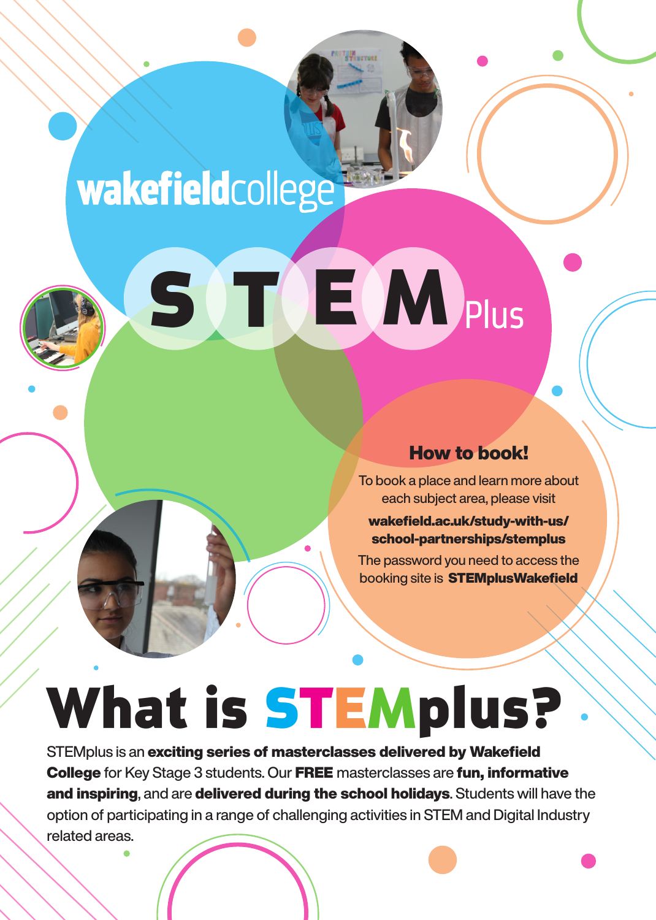wakefieldcollege

# STEM Plus

## How to book!

To book a place and learn more about each subject area, please visit

**wakefield.ac.uk/study-with-us/school-partnerships/stemplus**

The password you need to access the booking site is **STEMplusWakefield**

# What is STEMplus?

STEMplus is an **exciting series of masterclasses delivered by Wakefield College** for Key Stage 3 students. Our **FREE** masterclasses are **fun, informative and inspiring**, and are **delivered during the school holidays**. Students will have the option of participating in a range of challenging activities in STEM and Digital Industry related areas.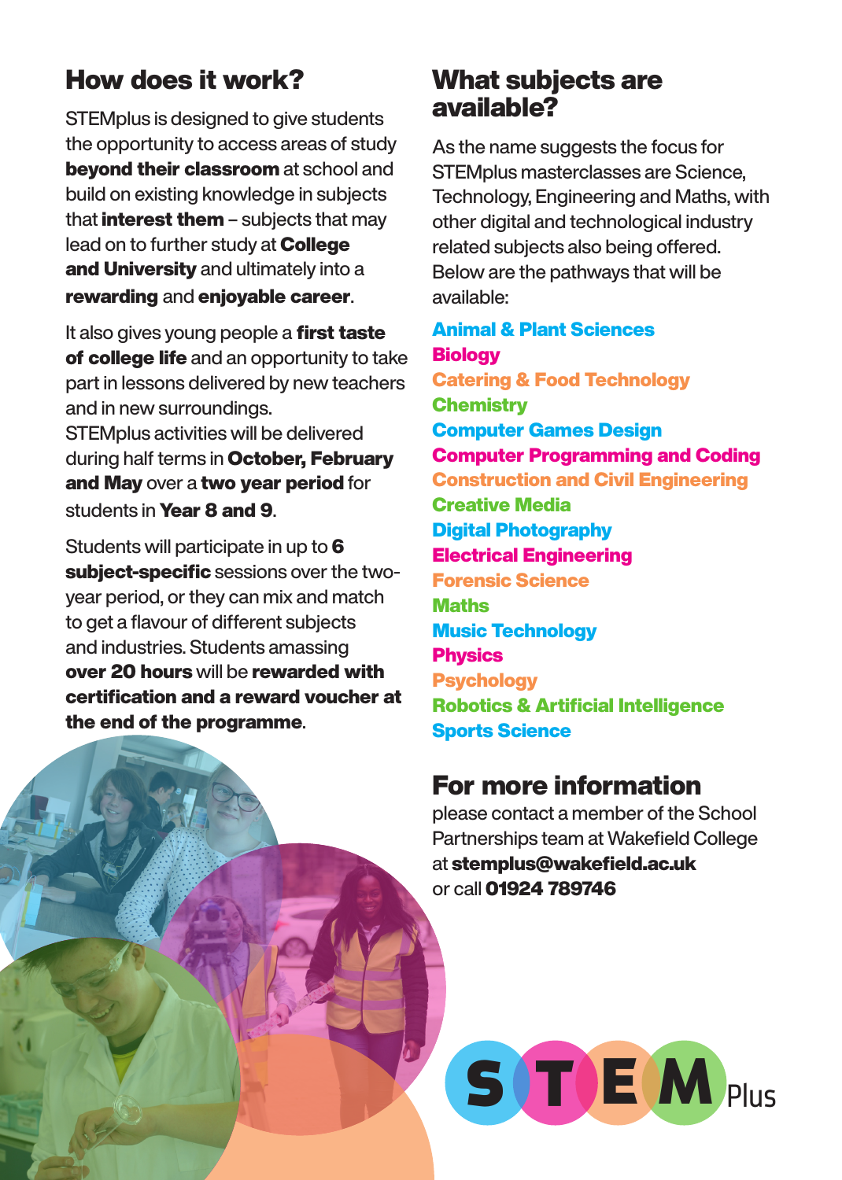## How does it work?

STEMplus is designed to give students the opportunity to access areas of study **beyond their classroom** at school and build on existing knowledge in subjects that **interest them** – subjects that may lead on to further study at **College and University** and ultimately into a **rewarding** and **enjoyable career**.

It also gives young people a **first taste of college life** and an opportunity to take part in lessons delivered by new teachers and in new surroundings.
STEMplus activities will be delivered during half terms in **October, February and May** over a **two year period** for students in **Year 8 and 9**.

Students will participate in up to **6 subject-specific** sessions over the two-year period, or they can mix and match to get a flavour of different subjects and industries. Students amassing **over 20 hours** will be **rewarded with certification and a reward voucher at the end of the programme**.

## What subjects are available?

As the name suggests the focus for STEMplus masterclasses are Science, Technology, Engineering and Maths, with other digital and technological industry related subjects also being offered. Below are the pathways that will be available:

**Animal & Plant Sciences**
**Biology**
**Catering & Food Technology**
**Chemistry**
**Computer Games Design**
**Computer Programming and Coding**
**Construction and Civil Engineering**
**Creative Media**
**Digital Photography**
**Electrical Engineering**
**Forensic Science**
**Maths**
**Music Technology**
**Physics**
**Psychology**
**Robotics & Artificial Intelligence**
**Sports Science**

## For more information

please contact a member of the School Partnerships team at Wakefield College at **stemplus@wakefield.ac.uk** or call **01924 789746**

STEM Plus